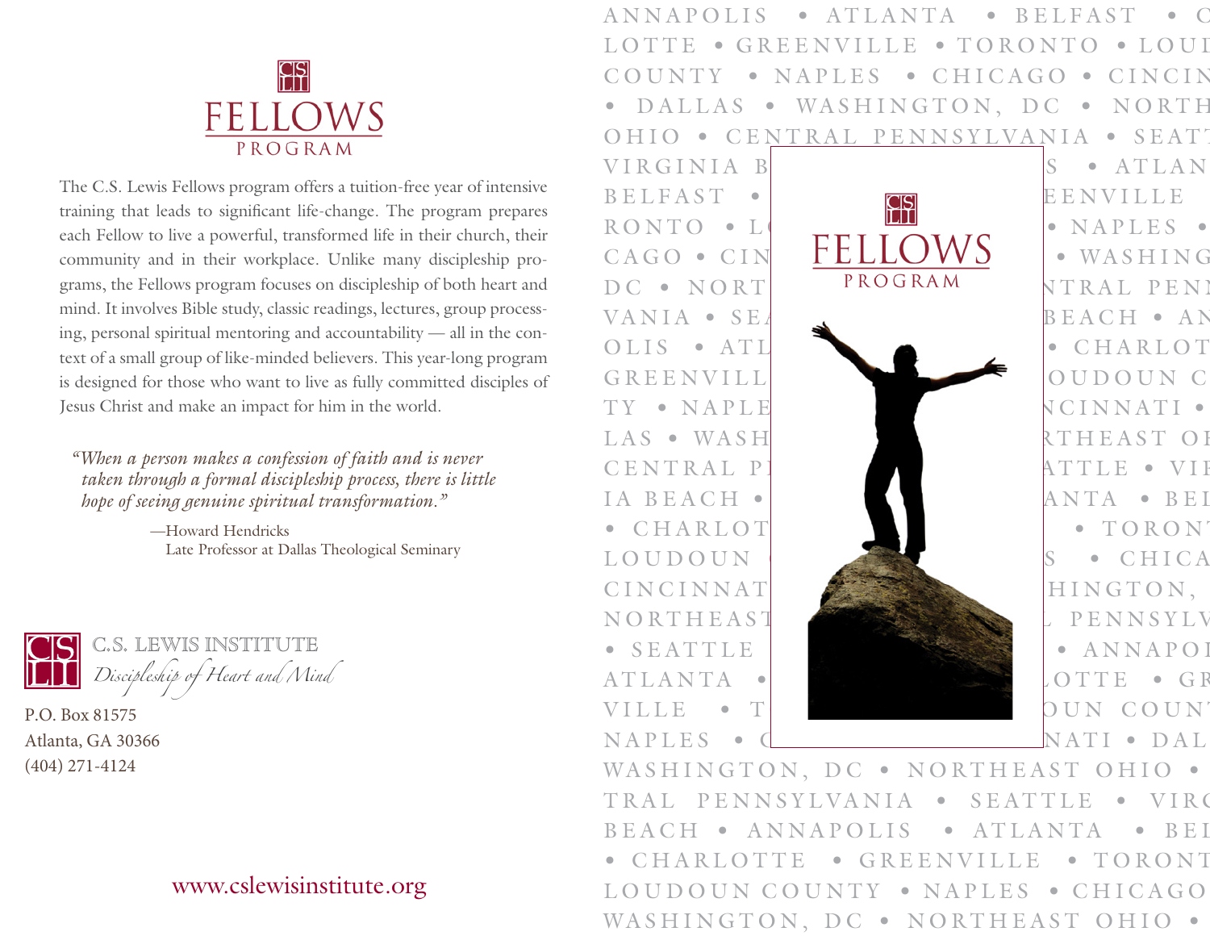# FELLOWS PROGRAM

The C.S. Lewis Fellows program offers a tuition-free year of intensive training that leads to significant life-change. The program prepares each Fellow to live a powerful, transformed life in their church, their community and in their workplace. Unlike many discipleship programs, the Fellows program focuses on discipleship of both heart and mind. It involves Bible study, classic readings, lectures, group processing, personal spiritual mentoring and accountability — all in the context of a small group of like-minded believers. This year-long program is designed for those who want to live as fully committed disciples of Jesus Christ and make an impact for him in the world.

> *"When a person makes a confession of faith and is never taken through a formal discipleship process, there is little hope of seeing genuine spiritual transformation."*
>
> —Howard Hendricks
> Late Professor at Dallas Theological Seminary

C.S. LEWIS INSTITUTE
*Discipleship of Heart and Mind*

P.O. Box 81575
Atlanta, GA 30366
(404) 271-4124

www.cslewisinstitute.org

ANNAPOLIS • ATLANTA • BELFAST • CHARLOTTE • GREENVILLE • TORONTO • LOUDOUN COUNTY • NAPLES • CHICAGO • CINCINNATI • DALLAS • WASHINGTON, DC • NORTHEAST OHIO • CENTRAL PENNSYLVANIA • SEATTLE • VIRGINIA BEACH

# FELLOWS PROGRAM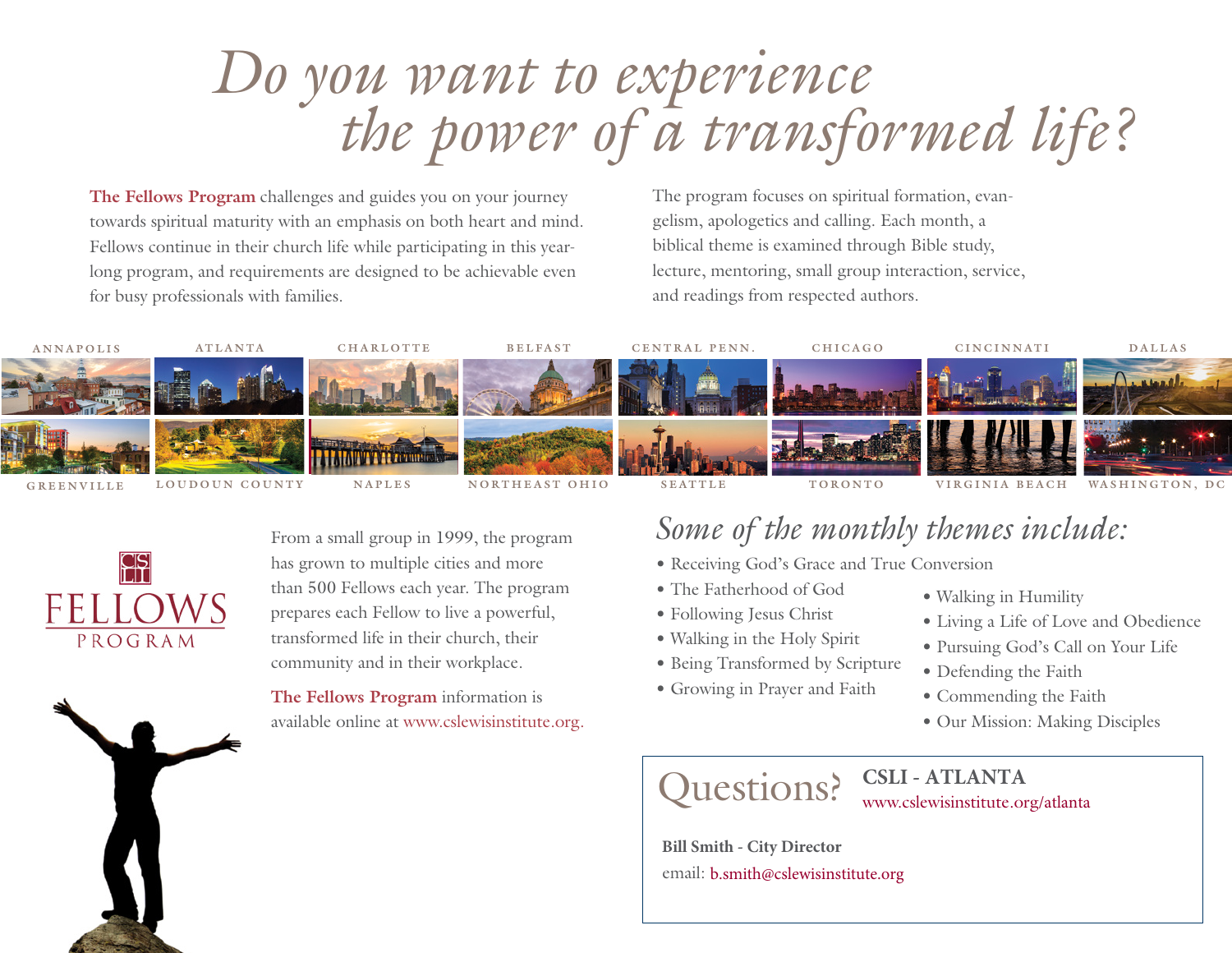# *Do you want to experience the power of a transformed life?*

**The Fellows Program** challenges and guides you on your journey towards spiritual maturity with an emphasis on both heart and mind. Fellows continue in their church life while participating in this year-long program, and requirements are designed to be achievable even for busy professionals with families.

The program focuses on spiritual formation, evangelism, apologetics and calling. Each month, a biblical theme is examined through Bible study, lecture, mentoring, small group interaction, service, and readings from respected authors.

ANNAPOLIS · ATLANTA · CHARLOTTE · BELFAST · CENTRAL PENN. · CHICAGO · CINCINNATI · DALLAS

GREENVILLE · LOUDOUN COUNTY · NAPLES · NORTHEAST OHIO · SEATTLE · TORONTO · VIRGINIA BEACH · WASHINGTON, DC

CSLI FELLOWS PROGRAM

From a small group in 1999, the program has grown to multiple cities and more than 500 Fellows each year. The program prepares each Fellow to live a powerful, transformed life in their church, their community and in their workplace.

**The Fellows Program** information is available online at www.cslewisinstitute.org.

## *Some of the monthly themes include:*

- Receiving God's Grace and True Conversion
- The Fatherhood of God
- Following Jesus Christ
- Walking in the Holy Spirit
- Being Transformed by Scripture
- Growing in Prayer and Faith
- Walking in Humility
- Living a Life of Love and Obedience
- Pursuing God's Call on Your Life
- Defending the Faith
- Commending the Faith
- Our Mission: Making Disciples

## Questions?

**CSLI - ATLANTA**
www.cslewisinstitute.org/atlanta

**Bill Smith - City Director**
email: b.smith@cslewisinstitute.org